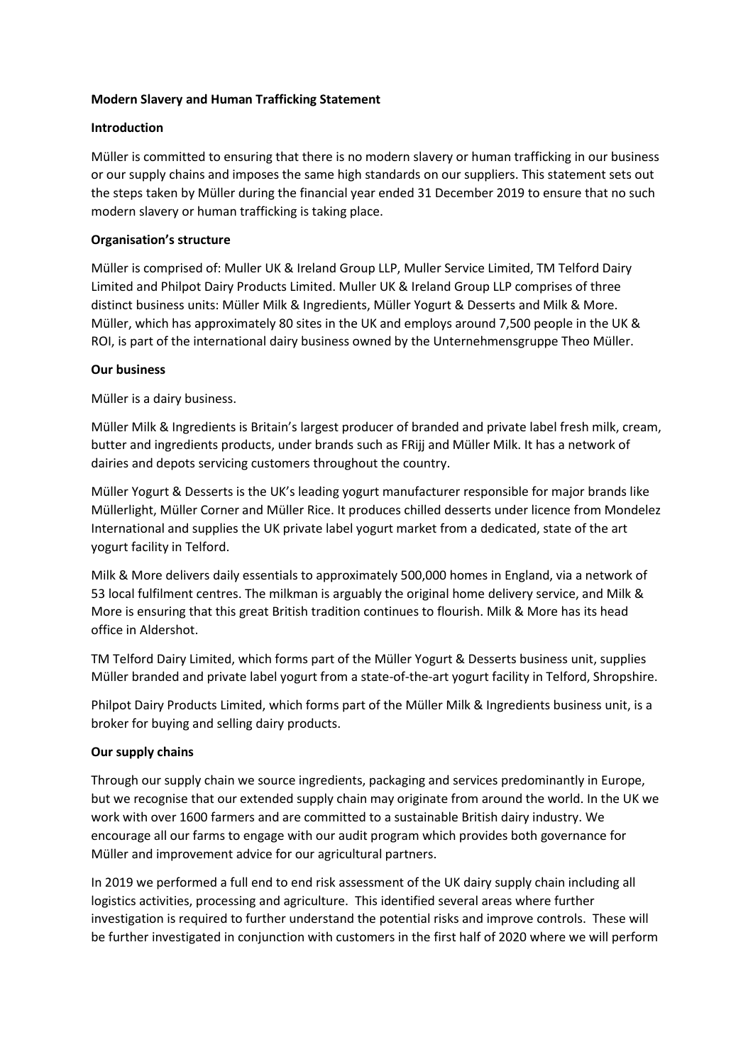**Modern Slavery and Human Trafficking Statement**

**Introduction**

Müller is committed to ensuring that there is no modern slavery or human trafficking in our business or our supply chains and imposes the same high standards on our suppliers. This statement sets out the steps taken by Müller during the financial year ended 31 December 2019 to ensure that no such modern slavery or human trafficking is taking place.

**Organisation's structure**

Müller is comprised of: Muller UK & Ireland Group LLP, Muller Service Limited, TM Telford Dairy Limited and Philpot Dairy Products Limited. Muller UK & Ireland Group LLP comprises of three distinct business units: Müller Milk & Ingredients, Müller Yogurt & Desserts and Milk & More. Müller, which has approximately 80 sites in the UK and employs around 7,500 people in the UK & ROI, is part of the international dairy business owned by the Unternehmensgruppe Theo Müller.

**Our business**

Müller is a dairy business.

Müller Milk & Ingredients is Britain's largest producer of branded and private label fresh milk, cream, butter and ingredients products, under brands such as FRijj and Müller Milk. It has a network of dairies and depots servicing customers throughout the country.

Müller Yogurt & Desserts is the UK's leading yogurt manufacturer responsible for major brands like Müllerlight, Müller Corner and Müller Rice. It produces chilled desserts under licence from Mondelez International and supplies the UK private label yogurt market from a dedicated, state of the art yogurt facility in Telford.

Milk & More delivers daily essentials to approximately 500,000 homes in England, via a network of 53 local fulfilment centres. The milkman is arguably the original home delivery service, and Milk & More is ensuring that this great British tradition continues to flourish. Milk & More has its head office in Aldershot.

TM Telford Dairy Limited, which forms part of the Müller Yogurt & Desserts business unit, supplies Müller branded and private label yogurt from a state-of-the-art yogurt facility in Telford, Shropshire.

Philpot Dairy Products Limited, which forms part of the Müller Milk & Ingredients business unit, is a broker for buying and selling dairy products.

**Our supply chains**

Through our supply chain we source ingredients, packaging and services predominantly in Europe, but we recognise that our extended supply chain may originate from around the world. In the UK we work with over 1600 farmers and are committed to a sustainable British dairy industry. We encourage all our farms to engage with our audit program which provides both governance for Müller and improvement advice for our agricultural partners.

In 2019 we performed a full end to end risk assessment of the UK dairy supply chain including all logistics activities, processing and agriculture. This identified several areas where further investigation is required to further understand the potential risks and improve controls. These will be further investigated in conjunction with customers in the first half of 2020 where we will perform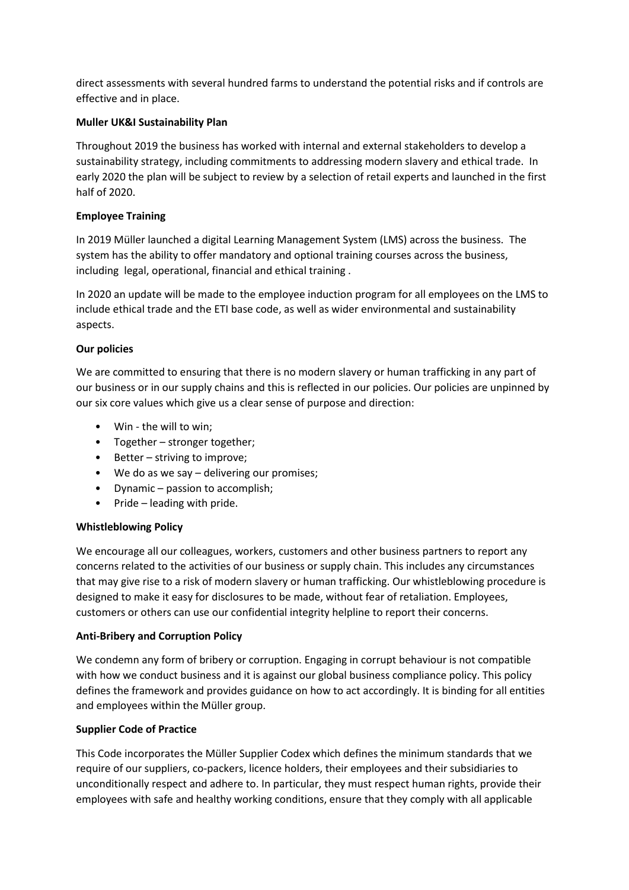direct assessments with several hundred farms to understand the potential risks and if controls are effective and in place.

**Muller UK&I Sustainability Plan**

Throughout 2019 the business has worked with internal and external stakeholders to develop a sustainability strategy, including commitments to addressing modern slavery and ethical trade. In early 2020 the plan will be subject to review by a selection of retail experts and launched in the first half of 2020.

**Employee Training**

In 2019 Müller launched a digital Learning Management System (LMS) across the business. The system has the ability to offer mandatory and optional training courses across the business, including legal, operational, financial and ethical training .

In 2020 an update will be made to the employee induction program for all employees on the LMS to include ethical trade and the ETI base code, as well as wider environmental and sustainability aspects.

**Our policies**

We are committed to ensuring that there is no modern slavery or human trafficking in any part of our business or in our supply chains and this is reflected in our policies. Our policies are unpinned by our six core values which give us a clear sense of purpose and direction:

- Win - the will to win;
- Together – stronger together;
- Better – striving to improve;
- We do as we say – delivering our promises;
- Dynamic – passion to accomplish;
- Pride – leading with pride.

**Whistleblowing Policy**

We encourage all our colleagues, workers, customers and other business partners to report any concerns related to the activities of our business or supply chain. This includes any circumstances that may give rise to a risk of modern slavery or human trafficking. Our whistleblowing procedure is designed to make it easy for disclosures to be made, without fear of retaliation. Employees, customers or others can use our confidential integrity helpline to report their concerns.

**Anti-Bribery and Corruption Policy**

We condemn any form of bribery or corruption. Engaging in corrupt behaviour is not compatible with how we conduct business and it is against our global business compliance policy. This policy defines the framework and provides guidance on how to act accordingly. It is binding for all entities and employees within the Müller group.

**Supplier Code of Practice**

This Code incorporates the Müller Supplier Codex which defines the minimum standards that we require of our suppliers, co-packers, licence holders, their employees and their subsidiaries to unconditionally respect and adhere to. In particular, they must respect human rights, provide their employees with safe and healthy working conditions, ensure that they comply with all applicable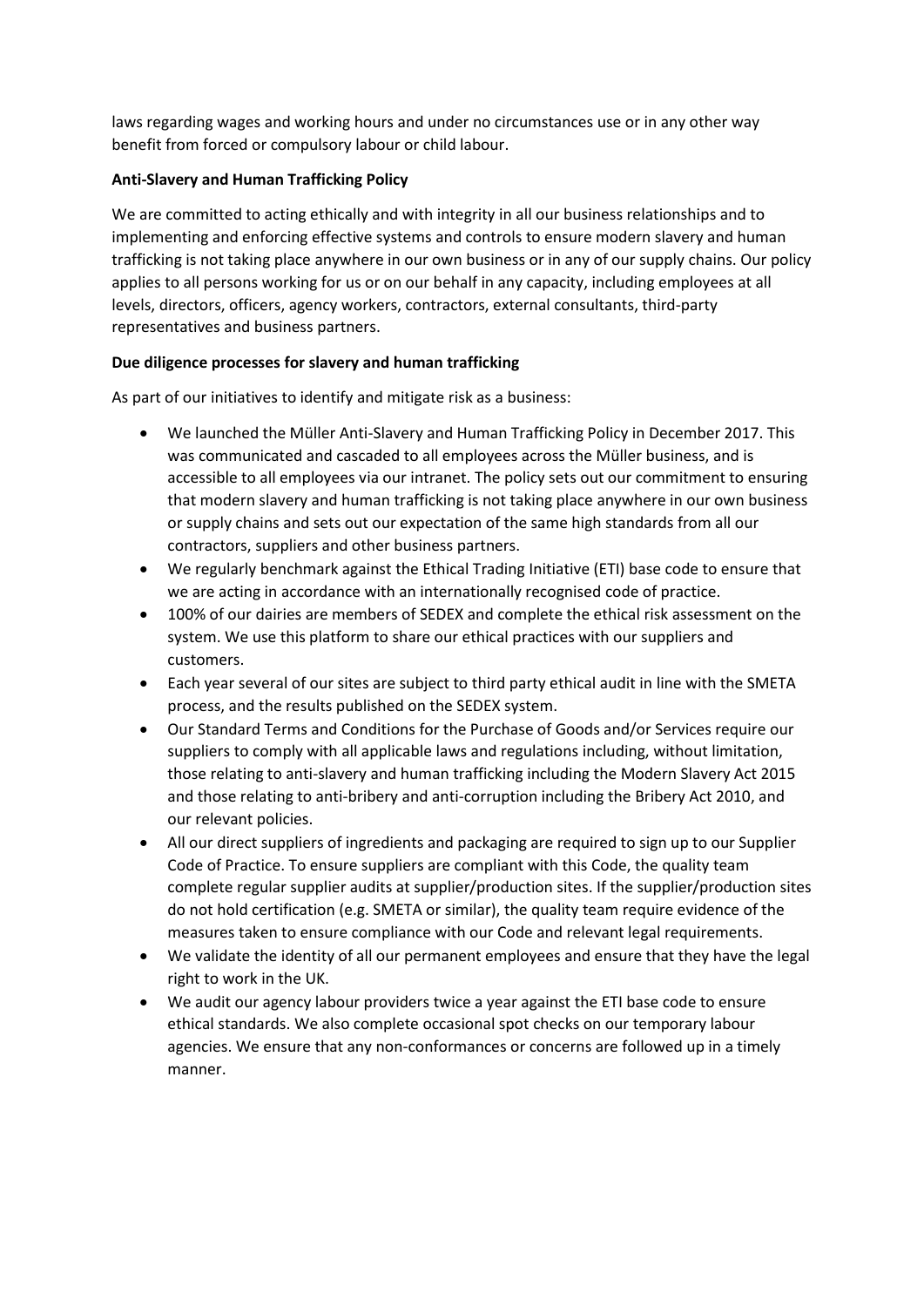laws regarding wages and working hours and under no circumstances use or in any other way benefit from forced or compulsory labour or child labour.

**Anti-Slavery and Human Trafficking Policy**

We are committed to acting ethically and with integrity in all our business relationships and to implementing and enforcing effective systems and controls to ensure modern slavery and human trafficking is not taking place anywhere in our own business or in any of our supply chains. Our policy applies to all persons working for us or on our behalf in any capacity, including employees at all levels, directors, officers, agency workers, contractors, external consultants, third-party representatives and business partners.

**Due diligence processes for slavery and human trafficking**

As part of our initiatives to identify and mitigate risk as a business:

- We launched the Müller Anti-Slavery and Human Trafficking Policy in December 2017. This was communicated and cascaded to all employees across the Müller business, and is accessible to all employees via our intranet. The policy sets out our commitment to ensuring that modern slavery and human trafficking is not taking place anywhere in our own business or supply chains and sets out our expectation of the same high standards from all our contractors, suppliers and other business partners.
- We regularly benchmark against the Ethical Trading Initiative (ETI) base code to ensure that we are acting in accordance with an internationally recognised code of practice.
- 100% of our dairies are members of SEDEX and complete the ethical risk assessment on the system. We use this platform to share our ethical practices with our suppliers and customers.
- Each year several of our sites are subject to third party ethical audit in line with the SMETA process, and the results published on the SEDEX system.
- Our Standard Terms and Conditions for the Purchase of Goods and/or Services require our suppliers to comply with all applicable laws and regulations including, without limitation, those relating to anti-slavery and human trafficking including the Modern Slavery Act 2015 and those relating to anti-bribery and anti-corruption including the Bribery Act 2010, and our relevant policies.
- All our direct suppliers of ingredients and packaging are required to sign up to our Supplier Code of Practice. To ensure suppliers are compliant with this Code, the quality team complete regular supplier audits at supplier/production sites. If the supplier/production sites do not hold certification (e.g. SMETA or similar), the quality team require evidence of the measures taken to ensure compliance with our Code and relevant legal requirements.
- We validate the identity of all our permanent employees and ensure that they have the legal right to work in the UK.
- We audit our agency labour providers twice a year against the ETI base code to ensure ethical standards. We also complete occasional spot checks on our temporary labour agencies. We ensure that any non-conformances or concerns are followed up in a timely manner.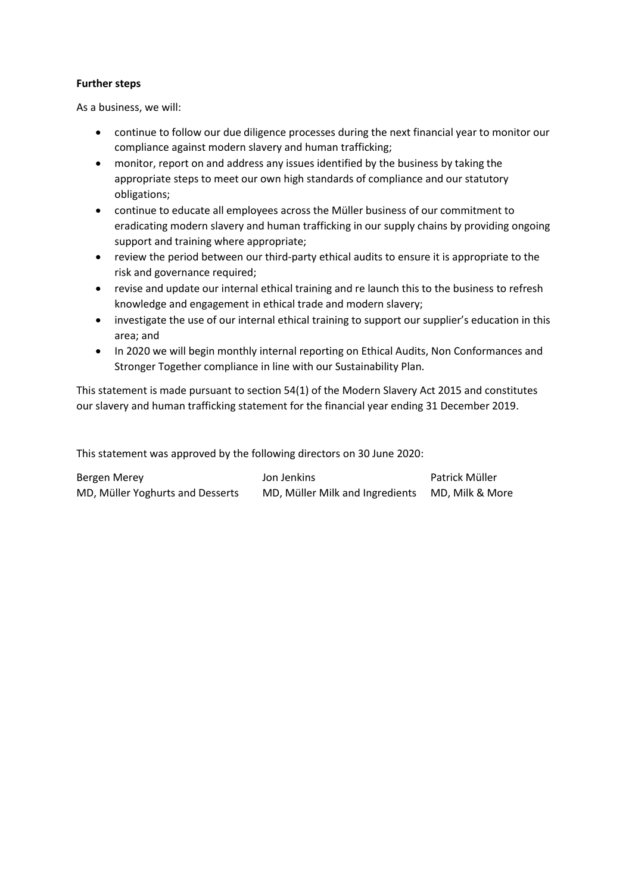**Further steps**

As a business, we will:

- continue to follow our due diligence processes during the next financial year to monitor our compliance against modern slavery and human trafficking;
- monitor, report on and address any issues identified by the business by taking the appropriate steps to meet our own high standards of compliance and our statutory obligations;
- continue to educate all employees across the Müller business of our commitment to eradicating modern slavery and human trafficking in our supply chains by providing ongoing support and training where appropriate;
- review the period between our third-party ethical audits to ensure it is appropriate to the risk and governance required;
- revise and update our internal ethical training and re launch this to the business to refresh knowledge and engagement in ethical trade and modern slavery;
- investigate the use of our internal ethical training to support our supplier's education in this area; and
- In 2020 we will begin monthly internal reporting on Ethical Audits, Non Conformances and Stronger Together compliance in line with our Sustainability Plan.

This statement is made pursuant to section 54(1) of the Modern Slavery Act 2015 and constitutes our slavery and human trafficking statement for the financial year ending 31 December 2019.

This statement was approved by the following directors on 30 June 2020:

| | | |
|---|---|---|
| Bergen Merey | Jon Jenkins | Patrick Müller |
| MD, Müller Yoghurts and Desserts | MD, Müller Milk and Ingredients | MD, Milk & More |